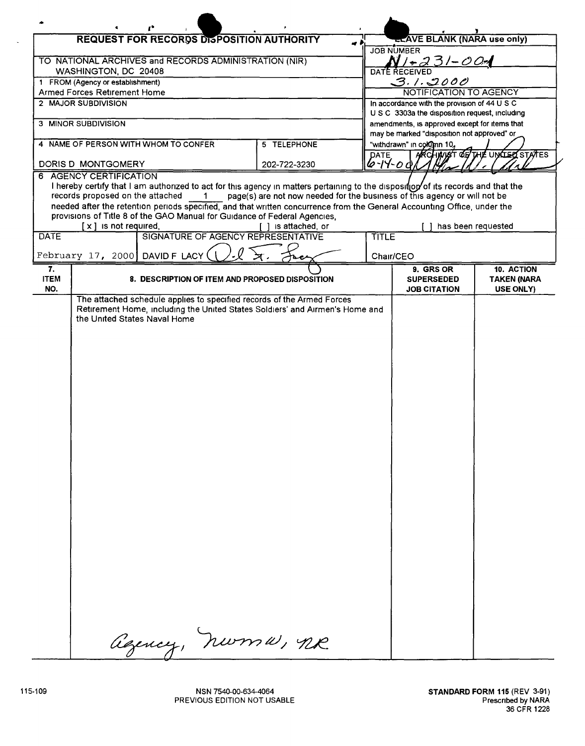**REQUEST FOR RECORDS DISPOSITION AUTHORITY**

**LEAVE BLANK (NARA use only)**

JOB NUMBER: N1-231-00-1

DATE RECEIVED: 3.1.2000

NOTIFICATION TO AGENCY

In accordance with the provision of 44 U S C 3303a the disposition request, including amendments, is approved except for items that may be marked "disposition not approved" or "withdrawn" in column 10.

DATE: 6-14-00 — ARCHIVIST OF THE UNITED STATES

TO NATIONAL ARCHIVES and RECORDS ADMINISTRATION (NIR)
WASHINGTON, DC 20408

1 FROM (Agency or establishment)
Armed Forces Retirement Home

2 MAJOR SUBDIVISION

3 MINOR SUBDIVISION

4 NAME OF PERSON WITH WHOM TO CONFER: DORIS D MONTGOMERY

5 TELEPHONE: 202-722-3230

6 AGENCY CERTIFICATION

I hereby certify that I am authorized to act for this agency in matters pertaining to the disposition of its records and that the records proposed on the attached 1 page(s) are not now needed for the business of this agency or will not be needed after the retention periods specified, and that written concurrence from the General Accounting Office, under the provisions of Title 8 of the GAO Manual for Guidance of Federal Agencies,

[x] is not required, [ ] is attached, or [ ] has been requested

| DATE | SIGNATURE OF AGENCY REPRESENTATIVE | TITLE |
|---|---|---|
| February 17, 2000 | DAVID F LACY | Chair/CEO |

| 7. ITEM NO. | 8. DESCRIPTION OF ITEM AND PROPOSED DISPOSITION | 9. GRS OR SUPERSEDED JOB CITATION | 10. ACTION TAKEN (NARA USE ONLY) |
|---|---|---|---|
| | The attached schedule applies to specified records of the Armed Forces Retirement Home, including the United States Soldiers' and Airmen's Home and the United States Naval Home | | |

Agency, NWMW, NR

115-109 NSN 7540-00-634-4064 PREVIOUS EDITION NOT USABLE

**STANDARD FORM 115** (REV 3-91) Prescribed by NARA 36 CFR 1228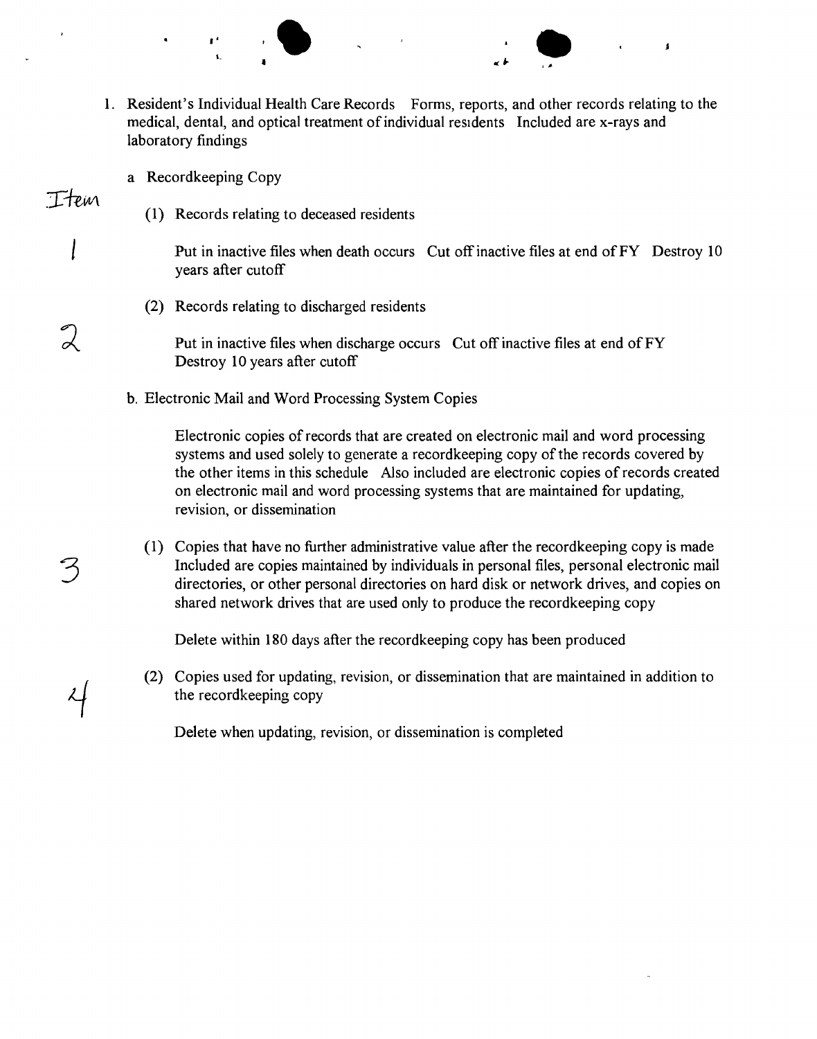1. Resident's Individual Health Care Records Forms, reports, and other records relating to the medical, dental, and optical treatment of individual residents Included are x-rays and laboratory findings

   a Recordkeeping Copy

Item

1

(1) Records relating to deceased residents

Put in inactive files when death occurs Cut off inactive files at end of FY Destroy 10 years after cutoff

2

(2) Records relating to discharged residents

Put in inactive files when discharge occurs Cut off inactive files at end of FY Destroy 10 years after cutoff

b. Electronic Mail and Word Processing System Copies

Electronic copies of records that are created on electronic mail and word processing systems and used solely to generate a recordkeeping copy of the records covered by the other items in this schedule Also included are electronic copies of records created on electronic mail and word processing systems that are maintained for updating, revision, or dissemination

3

(1) Copies that have no further administrative value after the recordkeeping copy is made Included are copies maintained by individuals in personal files, personal electronic mail directories, or other personal directories on hard disk or network drives, and copies on shared network drives that are used only to produce the recordkeeping copy

Delete within 180 days after the recordkeeping copy has been produced

4

(2) Copies used for updating, revision, or dissemination that are maintained in addition to the recordkeeping copy

Delete when updating, revision, or dissemination is completed